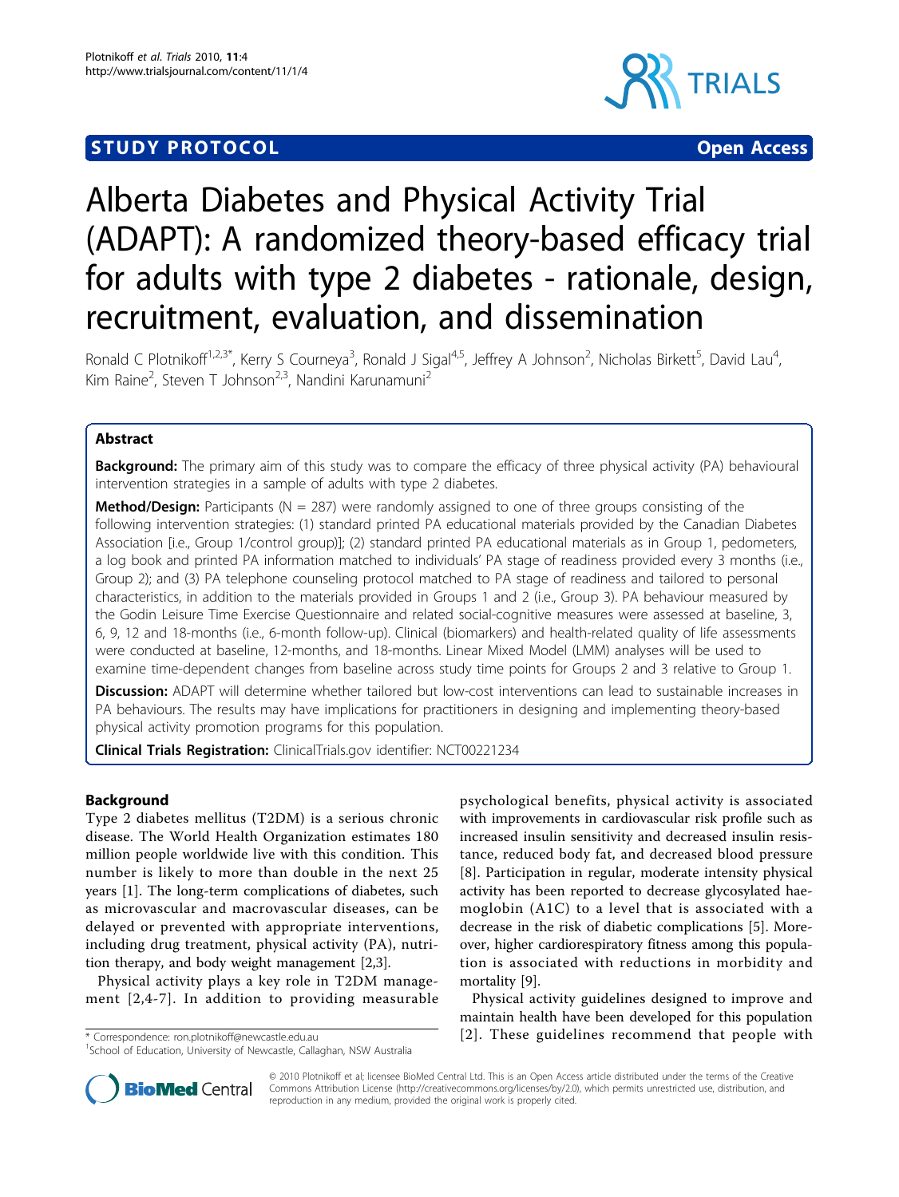STUDY PROTOCOL Open Access

# Alberta Diabetes and Physical Activity Trial (ADAPT): A randomized theory-based efficacy trial for adults with type 2 diabetes - rationale, design, recruitment, evaluation, and dissemination

Ronald C Plotnikoff[1,2,3*], Kerry S Courneya[3], Ronald J Sigal[4,5], Jeffrey A Johnson[2], Nicholas Birkett[5], David Lau[4], Kim Raine[2], Steven T Johnson[2,3], Nandini Karunamuni[2]

## Abstract

**Background:** The primary aim of this study was to compare the efficacy of three physical activity (PA) behavioural intervention strategies in a sample of adults with type 2 diabetes.

**Method/Design:** Participants (N = 287) were randomly assigned to one of three groups consisting of the following intervention strategies: (1) standard printed PA educational materials provided by the Canadian Diabetes Association [i.e., Group 1/control group)]; (2) standard printed PA educational materials as in Group 1, pedometers, a log book and printed PA information matched to individuals' PA stage of readiness provided every 3 months (i.e., Group 2); and (3) PA telephone counseling protocol matched to PA stage of readiness and tailored to personal characteristics, in addition to the materials provided in Groups 1 and 2 (i.e., Group 3). PA behaviour measured by the Godin Leisure Time Exercise Questionnaire and related social-cognitive measures were assessed at baseline, 3, 6, 9, 12 and 18-months (i.e., 6-month follow-up). Clinical (biomarkers) and health-related quality of life assessments were conducted at baseline, 12-months, and 18-months. Linear Mixed Model (LMM) analyses will be used to examine time-dependent changes from baseline across study time points for Groups 2 and 3 relative to Group 1.

**Discussion:** ADAPT will determine whether tailored but low-cost interventions can lead to sustainable increases in PA behaviours. The results may have implications for practitioners in designing and implementing theory-based physical activity promotion programs for this population.

**Clinical Trials Registration:** ClinicalTrials.gov identifier: NCT00221234

## Background

Type 2 diabetes mellitus (T2DM) is a serious chronic disease. The World Health Organization estimates 180 million people worldwide live with this condition. This number is likely to more than double in the next 25 years [1]. The long-term complications of diabetes, such as microvascular and macrovascular diseases, can be delayed or prevented with appropriate interventions, including drug treatment, physical activity (PA), nutrition therapy, and body weight management [2,3].

Physical activity plays a key role in T2DM management [2,4-7]. In addition to providing measurable psychological benefits, physical activity is associated with improvements in cardiovascular risk profile such as increased insulin sensitivity and decreased insulin resistance, reduced body fat, and decreased blood pressure [8]. Participation in regular, moderate intensity physical activity has been reported to decrease glycosylated haemoglobin (A1C) to a level that is associated with a decrease in the risk of diabetic complications [5]. Moreover, higher cardiorespiratory fitness among this population is associated with reductions in morbidity and mortality [9].

Physical activity guidelines designed to improve and maintain health have been developed for this population [2]. These guidelines recommend that people with

\* Correspondence: ron.plotnikoff@newcastle.edu.au
[1]School of Education, University of Newcastle, Callaghan, NSW Australia

© 2010 Plotnikoff et al; licensee BioMed Central Ltd. This is an Open Access article distributed under the terms of the Creative Commons Attribution License (http://creativecommons.org/licenses/by/2.0), which permits unrestricted use, distribution, and reproduction in any medium, provided the original work is properly cited.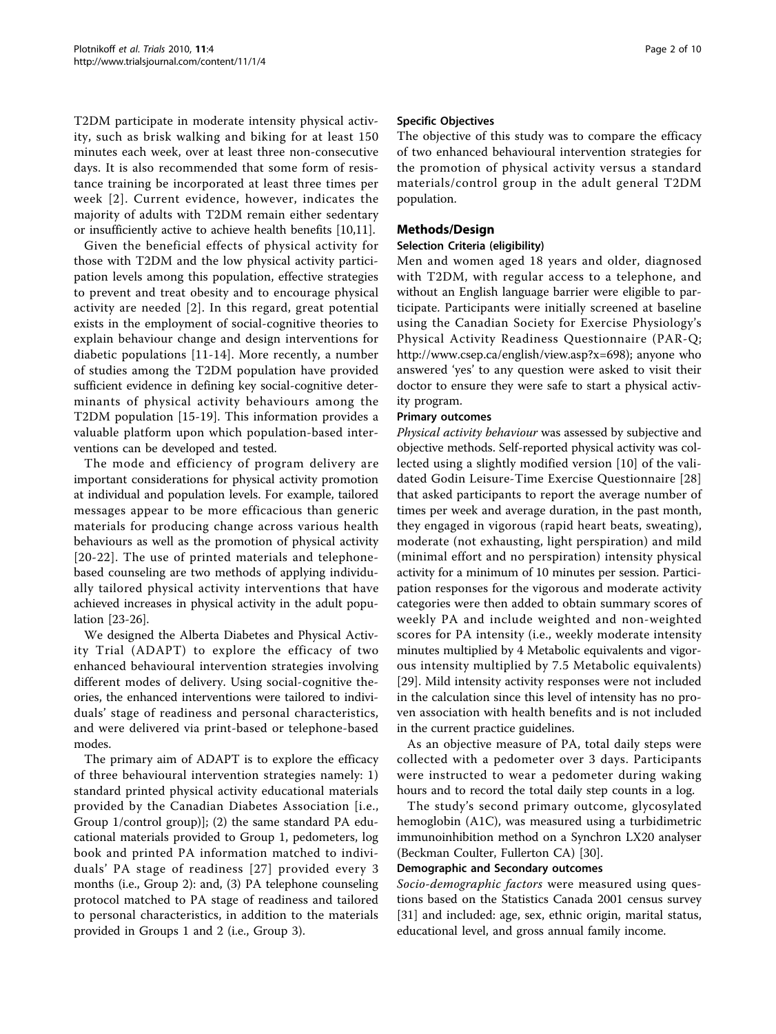T2DM participate in moderate intensity physical activity, such as brisk walking and biking for at least 150 minutes each week, over at least three non-consecutive days. It is also recommended that some form of resistance training be incorporated at least three times per week [2]. Current evidence, however, indicates the majority of adults with T2DM remain either sedentary or insufficiently active to achieve health benefits [10,11].

Given the beneficial effects of physical activity for those with T2DM and the low physical activity participation levels among this population, effective strategies to prevent and treat obesity and to encourage physical activity are needed [2]. In this regard, great potential exists in the employment of social-cognitive theories to explain behaviour change and design interventions for diabetic populations [11-14]. More recently, a number of studies among the T2DM population have provided sufficient evidence in defining key social-cognitive determinants of physical activity behaviours among the T2DM population [15-19]. This information provides a valuable platform upon which population-based interventions can be developed and tested.

The mode and efficiency of program delivery are important considerations for physical activity promotion at individual and population levels. For example, tailored messages appear to be more efficacious than generic materials for producing change across various health behaviours as well as the promotion of physical activity [20-22]. The use of printed materials and telephone-based counseling are two methods of applying individually tailored physical activity interventions that have achieved increases in physical activity in the adult population [23-26].

We designed the Alberta Diabetes and Physical Activity Trial (ADAPT) to explore the efficacy of two enhanced behavioural intervention strategies involving different modes of delivery. Using social-cognitive theories, the enhanced interventions were tailored to individuals' stage of readiness and personal characteristics, and were delivered via print-based or telephone-based modes.

The primary aim of ADAPT is to explore the efficacy of three behavioural intervention strategies namely: 1) standard printed physical activity educational materials provided by the Canadian Diabetes Association [i.e., Group 1/control group)]; (2) the same standard PA educational materials provided to Group 1, pedometers, log book and printed PA information matched to individuals' PA stage of readiness [27] provided every 3 months (i.e., Group 2): and, (3) PA telephone counseling protocol matched to PA stage of readiness and tailored to personal characteristics, in addition to the materials provided in Groups 1 and 2 (i.e., Group 3).

### Specific Objectives

The objective of this study was to compare the efficacy of two enhanced behavioural intervention strategies for the promotion of physical activity versus a standard materials/control group in the adult general T2DM population.

## Methods/Design

### Selection Criteria (eligibility)

Men and women aged 18 years and older, diagnosed with T2DM, with regular access to a telephone, and without an English language barrier were eligible to participate. Participants were initially screened at baseline using the Canadian Society for Exercise Physiology's Physical Activity Readiness Questionnaire (PAR-Q; http://www.csep.ca/english/view.asp?x=698); anyone who answered 'yes' to any question were asked to visit their doctor to ensure they were safe to start a physical activity program.

#### Primary outcomes

*Physical activity behaviour* was assessed by subjective and objective methods. Self-reported physical activity was collected using a slightly modified version [10] of the validated Godin Leisure-Time Exercise Questionnaire [28] that asked participants to report the average number of times per week and average duration, in the past month, they engaged in vigorous (rapid heart beats, sweating), moderate (not exhausting, light perspiration) and mild (minimal effort and no perspiration) intensity physical activity for a minimum of 10 minutes per session. Participation responses for the vigorous and moderate activity categories were then added to obtain summary scores of weekly PA and include weighted and non-weighted scores for PA intensity (i.e., weekly moderate intensity minutes multiplied by 4 Metabolic equivalents and vigorous intensity multiplied by 7.5 Metabolic equivalents) [29]. Mild intensity activity responses were not included in the calculation since this level of intensity has no proven association with health benefits and is not included in the current practice guidelines.

As an objective measure of PA, total daily steps were collected with a pedometer over 3 days. Participants were instructed to wear a pedometer during waking hours and to record the total daily step counts in a log.

The study's second primary outcome, glycosylated hemoglobin (A1C), was measured using a turbidimetric immunoinhibition method on a Synchron LX20 analyser (Beckman Coulter, Fullerton CA) [30].

#### Demographic and Secondary outcomes

*Socio-demographic factors* were measured using questions based on the Statistics Canada 2001 census survey [31] and included: age, sex, ethnic origin, marital status, educational level, and gross annual family income.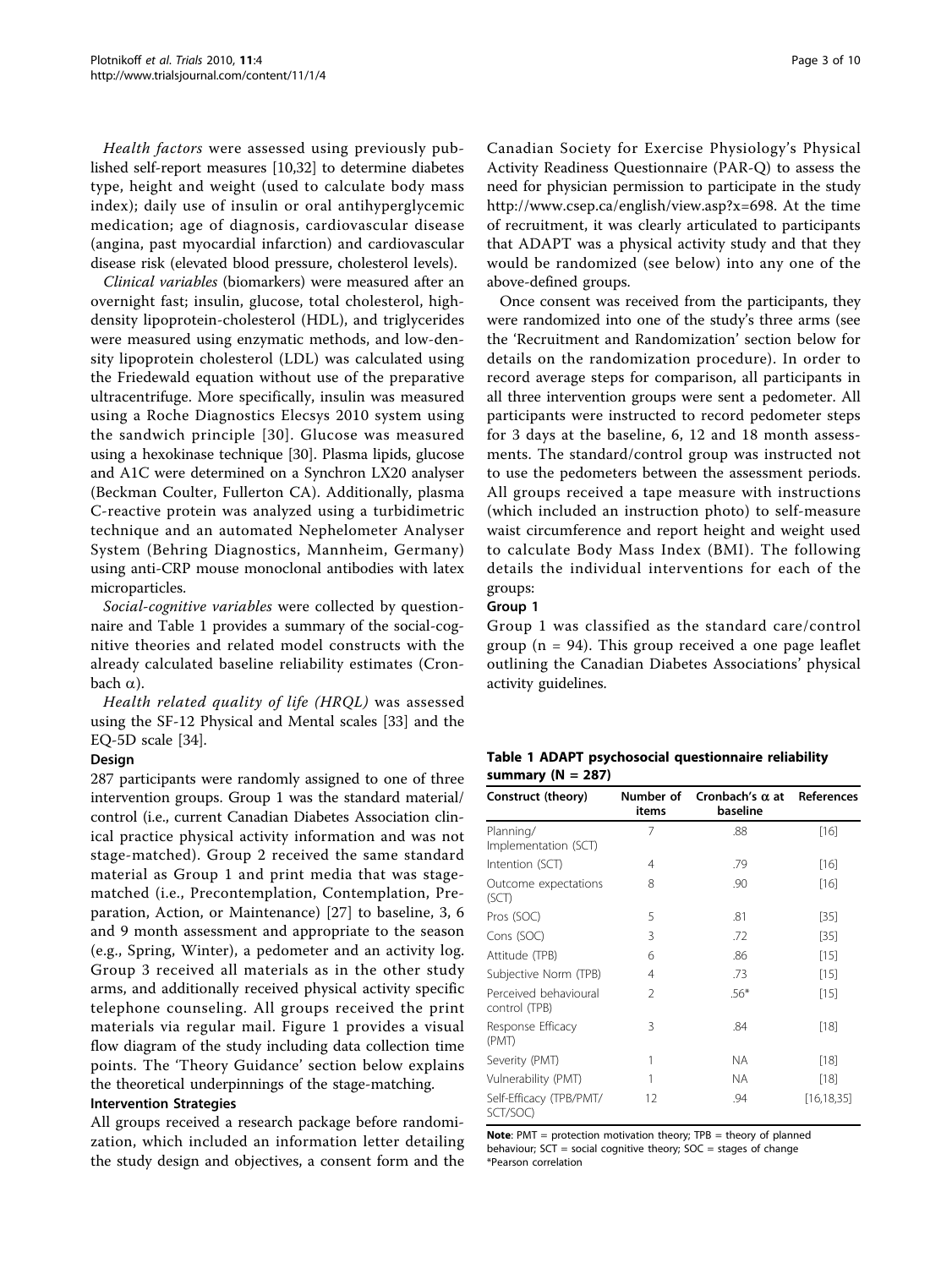*Health factors* were assessed using previously published self-report measures [10,32] to determine diabetes type, height and weight (used to calculate body mass index); daily use of insulin or oral antihyperglycemic medication; age of diagnosis, cardiovascular disease (angina, past myocardial infarction) and cardiovascular disease risk (elevated blood pressure, cholesterol levels).

*Clinical variables* (biomarkers) were measured after an overnight fast; insulin, glucose, total cholesterol, high-density lipoprotein-cholesterol (HDL), and triglycerides were measured using enzymatic methods, and low-density lipoprotein cholesterol (LDL) was calculated using the Friedewald equation without use of the preparative ultracentrifuge. More specifically, insulin was measured using a Roche Diagnostics Elecsys 2010 system using the sandwich principle [30]. Glucose was measured using a hexokinase technique [30]. Plasma lipids, glucose and A1C were determined on a Synchron LX20 analyser (Beckman Coulter, Fullerton CA). Additionally, plasma C-reactive protein was analyzed using a turbidimetric technique and an automated Nephelometer Analyser System (Behring Diagnostics, Mannheim, Germany) using anti-CRP mouse monoclonal antibodies with latex microparticles.

*Social-cognitive variables* were collected by questionnaire and Table 1 provides a summary of the social-cognitive theories and related model constructs with the already calculated baseline reliability estimates (Cronbach α).

*Health related quality of life (HRQL)* was assessed using the SF-12 Physical and Mental scales [33] and the EQ-5D scale [34].

### Design

287 participants were randomly assigned to one of three intervention groups. Group 1 was the standard material/control (i.e., current Canadian Diabetes Association clinical practice physical activity information and was not stage-matched). Group 2 received the same standard material as Group 1 and print media that was stage-matched (i.e., Precontemplation, Contemplation, Preparation, Action, or Maintenance) [27] to baseline, 3, 6 and 9 month assessment and appropriate to the season (e.g., Spring, Winter), a pedometer and an activity log. Group 3 received all materials as in the other study arms, and additionally received physical activity specific telephone counseling. All groups received the print materials via regular mail. Figure 1 provides a visual flow diagram of the study including data collection time points. The 'Theory Guidance' section below explains the theoretical underpinnings of the stage-matching.

### Intervention Strategies

All groups received a research package before randomization, which included an information letter detailing the study design and objectives, a consent form and the Canadian Society for Exercise Physiology's Physical Activity Readiness Questionnaire (PAR-Q) to assess the need for physician permission to participate in the study http://www.csep.ca/english/view.asp?x=698. At the time of recruitment, it was clearly articulated to participants that ADAPT was a physical activity study and that they would be randomized (see below) into any one of the above-defined groups.

Once consent was received from the participants, they were randomized into one of the study's three arms (see the 'Recruitment and Randomization' section below for details on the randomization procedure). In order to record average steps for comparison, all participants in all three intervention groups were sent a pedometer. All participants were instructed to record pedometer steps for 3 days at the baseline, 6, 12 and 18 month assessments. The standard/control group was instructed not to use the pedometers between the assessment periods. All groups received a tape measure with instructions (which included an instruction photo) to self-measure waist circumference and report height and weight used to calculate Body Mass Index (BMI). The following details the individual interventions for each of the groups:

### Group 1

Group 1 was classified as the standard care/control group (n = 94). This group received a one page leaflet outlining the Canadian Diabetes Associations' physical activity guidelines.

**Table 1 ADAPT psychosocial questionnaire reliability summary (N = 287)**

| Construct (theory) | Number of items | Cronbach's α at baseline | References |
|---|---|---|---|
| Planning/ Implementation (SCT) | 7 | .88 | [16] |
| Intention (SCT) | 4 | .79 | [16] |
| Outcome expectations (SCT) | 8 | .90 | [16] |
| Pros (SOC) | 5 | .81 | [35] |
| Cons (SOC) | 3 | .72 | [35] |
| Attitude (TPB) | 6 | .86 | [15] |
| Subjective Norm (TPB) | 4 | .73 | [15] |
| Perceived behavioural control (TPB) | 2 | .56* | [15] |
| Response Efficacy (PMT) | 3 | .84 | [18] |
| Severity (PMT) | 1 | NA | [18] |
| Vulnerability (PMT) | 1 | NA | [18] |
| Self-Efficacy (TPB/PMT/ SCT/SOC) | 12 | .94 | [16,18,35] |

**Note**: PMT = protection motivation theory; TPB = theory of planned behaviour; SCT = social cognitive theory; SOC = stages of change
*Pearson correlation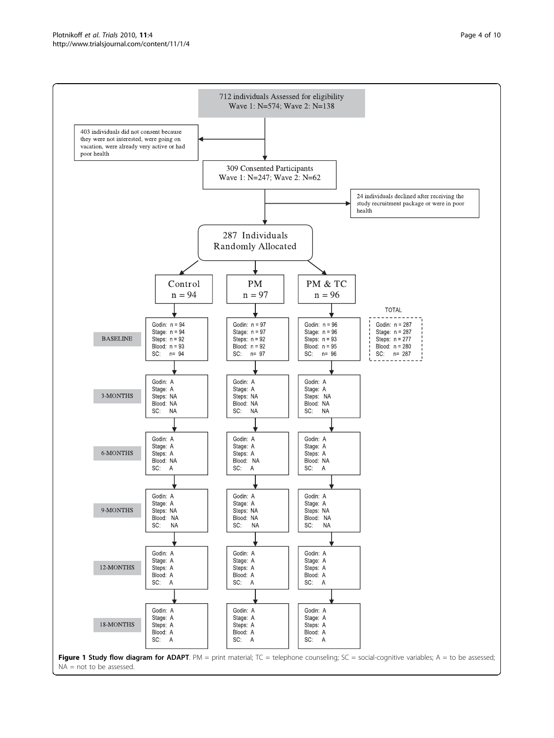712 individuals Assessed for eligibility
Wave 1: N=574; Wave 2: N=138

403 individuals did not consent because they were not interested, were going on vacation, were already very active or had poor health

309 Consented Participants
Wave 1: N=247; Wave 2: N=62

24 individuals declined after receiving the study recruitment package or were in poor health

287 Individuals Randomly Allocated

| | Control n = 94 | PM n = 97 | PM & TC n = 96 | TOTAL |
|---|---|---|---|---|
| BASELINE | Godin: n = 94; Stage: n = 94; Steps: n = 92; Blood: n = 93; SC: n= 94 | Godin: n = 97; Stage: n = 97; Steps: n = 92; Blood: n = 92; SC: n= 97 | Godin: n = 96; Stage: n = 96; Steps: n = 93; Blood: n = 95; SC: n= 96 | Godin: n = 287; Stage: n = 287; Steps: n = 277; Blood: n = 280; SC: n= 287 |
| 3-MONTHS | Godin: A; Stage: A; Steps: NA; Blood: NA; SC: NA | Godin: A; Stage: A; Steps: NA; Blood: NA; SC: NA | Godin: A; Stage: A; Steps: NA; Blood: NA; SC: NA | |
| 6-MONTHS | Godin: A; Stage: A; Steps: A; Blood: NA; SC: A | Godin: A; Stage: A; Steps: A; Blood: NA; SC: A | Godin: A; Stage: A; Steps: A; Blood: NA; SC: A | |
| 9-MONTHS | Godin: A; Stage: A; Steps: NA; Blood: NA; SC: NA | Godin: A; Stage: A; Steps: NA; Blood: NA; SC: NA | Godin: A; Stage: A; Steps: NA; Blood: NA; SC: NA | |
| 12-MONTHS | Godin: A; Stage: A; Steps: A; Blood: A; SC: A | Godin: A; Stage: A; Steps: A; Blood: A; SC: A | Godin: A; Stage: A; Steps: A; Blood: A; SC: A | |
| 18-MONTHS | Godin: A; Stage: A; Steps: A; Blood: A; SC: A | Godin: A; Stage: A; Steps: A; Blood: A; SC: A | Godin: A; Stage: A; Steps: A; Blood: A; SC: A | |

**Figure 1 Study flow diagram for ADAPT**. PM = print material; TC = telephone counseling; SC = social-cognitive variables; A = to be assessed; NA = not to be assessed.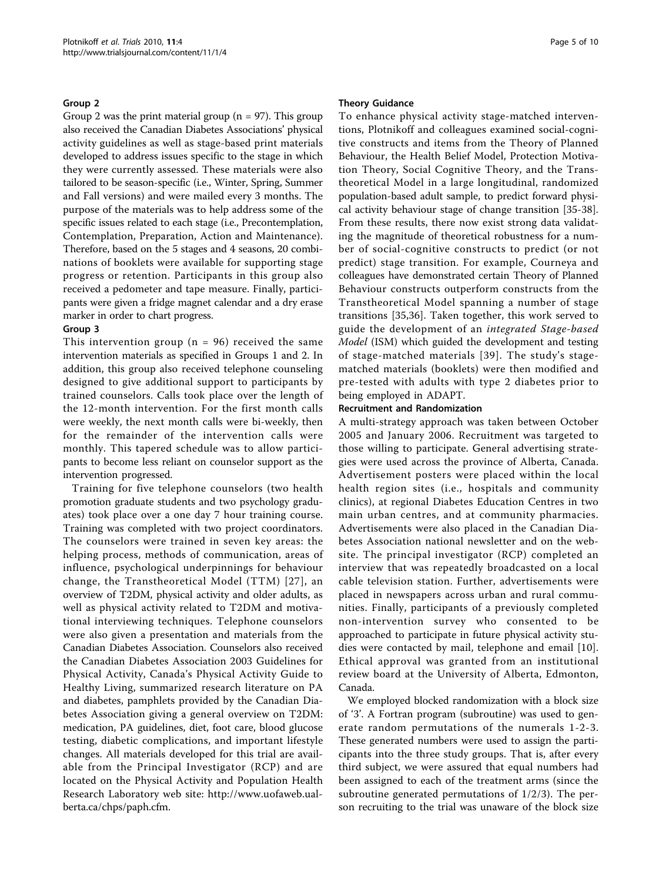### Group 2

Group 2 was the print material group (n = 97). This group also received the Canadian Diabetes Associations' physical activity guidelines as well as stage-based print materials developed to address issues specific to the stage in which they were currently assessed. These materials were also tailored to be season-specific (i.e., Winter, Spring, Summer and Fall versions) and were mailed every 3 months. The purpose of the materials was to help address some of the specific issues related to each stage (i.e., Precontemplation, Contemplation, Preparation, Action and Maintenance). Therefore, based on the 5 stages and 4 seasons, 20 combinations of booklets were available for supporting stage progress or retention. Participants in this group also received a pedometer and tape measure. Finally, participants were given a fridge magnet calendar and a dry erase marker in order to chart progress.

### Group 3

This intervention group (n = 96) received the same intervention materials as specified in Groups 1 and 2. In addition, this group also received telephone counseling designed to give additional support to participants by trained counselors. Calls took place over the length of the 12-month intervention. For the first month calls were weekly, the next month calls were bi-weekly, then for the remainder of the intervention calls were monthly. This tapered schedule was to allow participants to become less reliant on counselor support as the intervention progressed.

Training for five telephone counselors (two health promotion graduate students and two psychology graduates) took place over a one day 7 hour training course. Training was completed with two project coordinators. The counselors were trained in seven key areas: the helping process, methods of communication, areas of influence, psychological underpinnings for behaviour change, the Transtheoretical Model (TTM) [27], an overview of T2DM, physical activity and older adults, as well as physical activity related to T2DM and motivational interviewing techniques. Telephone counselors were also given a presentation and materials from the Canadian Diabetes Association. Counselors also received the Canadian Diabetes Association 2003 Guidelines for Physical Activity, Canada's Physical Activity Guide to Healthy Living, summarized research literature on PA and diabetes, pamphlets provided by the Canadian Diabetes Association giving a general overview on T2DM: medication, PA guidelines, diet, foot care, blood glucose testing, diabetic complications, and important lifestyle changes. All materials developed for this trial are available from the Principal Investigator (RCP) and are located on the Physical Activity and Population Health Research Laboratory web site: http://www.uofaweb.ualberta.ca/chps/paph.cfm.

### Theory Guidance

To enhance physical activity stage-matched interventions, Plotnikoff and colleagues examined social-cognitive constructs and items from the Theory of Planned Behaviour, the Health Belief Model, Protection Motivation Theory, Social Cognitive Theory, and the Transtheoretical Model in a large longitudinal, randomized population-based adult sample, to predict forward physical activity behaviour stage of change transition [35-38]. From these results, there now exist strong data validating the magnitude of theoretical robustness for a number of social-cognitive constructs to predict (or not predict) stage transition. For example, Courneya and colleagues have demonstrated certain Theory of Planned Behaviour constructs outperform constructs from the Transtheoretical Model spanning a number of stage transitions [35,36]. Taken together, this work served to guide the development of an *integrated Stage-based Model* (ISM) which guided the development and testing of stage-matched materials [39]. The study's stage-matched materials (booklets) were then modified and pre-tested with adults with type 2 diabetes prior to being employed in ADAPT.

### Recruitment and Randomization

A multi-strategy approach was taken between October 2005 and January 2006. Recruitment was targeted to those willing to participate. General advertising strategies were used across the province of Alberta, Canada. Advertisement posters were placed within the local health region sites (i.e., hospitals and community clinics), at regional Diabetes Education Centres in two main urban centres, and at community pharmacies. Advertisements were also placed in the Canadian Diabetes Association national newsletter and on the website. The principal investigator (RCP) completed an interview that was repeatedly broadcasted on a local cable television station. Further, advertisements were placed in newspapers across urban and rural communities. Finally, participants of a previously completed non-intervention survey who consented to be approached to participate in future physical activity studies were contacted by mail, telephone and email [10]. Ethical approval was granted from an institutional review board at the University of Alberta, Edmonton, Canada.

We employed blocked randomization with a block size of '3'. A Fortran program (subroutine) was used to generate random permutations of the numerals 1-2-3. These generated numbers were used to assign the participants into the three study groups. That is, after every third subject, we were assured that equal numbers had been assigned to each of the treatment arms (since the subroutine generated permutations of 1/2/3). The person recruiting to the trial was unaware of the block size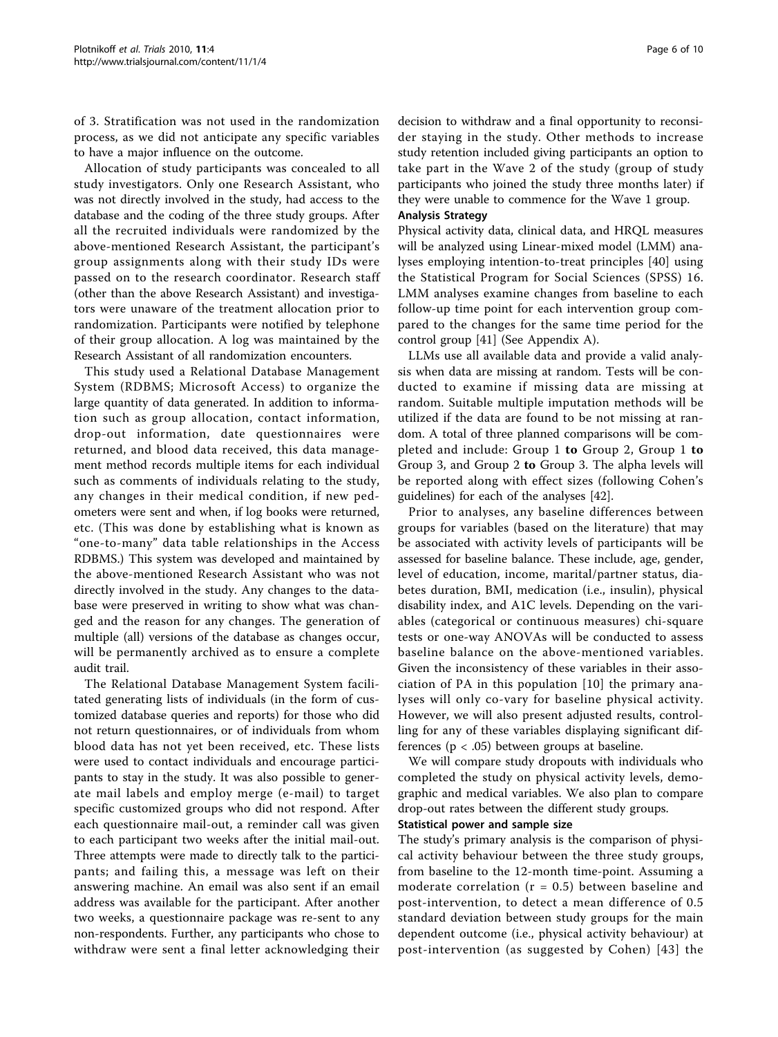of 3. Stratification was not used in the randomization process, as we did not anticipate any specific variables to have a major influence on the outcome.

Allocation of study participants was concealed to all study investigators. Only one Research Assistant, who was not directly involved in the study, had access to the database and the coding of the three study groups. After all the recruited individuals were randomized by the above-mentioned Research Assistant, the participant's group assignments along with their study IDs were passed on to the research coordinator. Research staff (other than the above Research Assistant) and investigators were unaware of the treatment allocation prior to randomization. Participants were notified by telephone of their group allocation. A log was maintained by the Research Assistant of all randomization encounters.

This study used a Relational Database Management System (RDBMS; Microsoft Access) to organize the large quantity of data generated. In addition to information such as group allocation, contact information, drop-out information, date questionnaires were returned, and blood data received, this data management method records multiple items for each individual such as comments of individuals relating to the study, any changes in their medical condition, if new pedometers were sent and when, if log books were returned, etc. (This was done by establishing what is known as "one-to-many" data table relationships in the Access RDBMS.) This system was developed and maintained by the above-mentioned Research Assistant who was not directly involved in the study. Any changes to the database were preserved in writing to show what was changed and the reason for any changes. The generation of multiple (all) versions of the database as changes occur, will be permanently archived as to ensure a complete audit trail.

The Relational Database Management System facilitated generating lists of individuals (in the form of customized database queries and reports) for those who did not return questionnaires, or of individuals from whom blood data has not yet been received, etc. These lists were used to contact individuals and encourage participants to stay in the study. It was also possible to generate mail labels and employ merge (e-mail) to target specific customized groups who did not respond. After each questionnaire mail-out, a reminder call was given to each participant two weeks after the initial mail-out. Three attempts were made to directly talk to the participants; and failing this, a message was left on their answering machine. An email was also sent if an email address was available for the participant. After another two weeks, a questionnaire package was re-sent to any non-respondents. Further, any participants who chose to withdraw were sent a final letter acknowledging their decision to withdraw and a final opportunity to reconsider staying in the study. Other methods to increase study retention included giving participants an option to take part in the Wave 2 of the study (group of study participants who joined the study three months later) if they were unable to commence for the Wave 1 group.

### Analysis Strategy

Physical activity data, clinical data, and HRQL measures will be analyzed using Linear-mixed model (LMM) analyses employing intention-to-treat principles [40] using the Statistical Program for Social Sciences (SPSS) 16. LMM analyses examine changes from baseline to each follow-up time point for each intervention group compared to the changes for the same time period for the control group [41] (See Appendix A).

LLMs use all available data and provide a valid analysis when data are missing at random. Tests will be conducted to examine if missing data are missing at random. Suitable multiple imputation methods will be utilized if the data are found to be not missing at random. A total of three planned comparisons will be completed and include: Group 1 **to** Group 2, Group 1 **to** Group 3, and Group 2 **to** Group 3. The alpha levels will be reported along with effect sizes (following Cohen's guidelines) for each of the analyses [42].

Prior to analyses, any baseline differences between groups for variables (based on the literature) that may be associated with activity levels of participants will be assessed for baseline balance. These include, age, gender, level of education, income, marital/partner status, diabetes duration, BMI, medication (i.e., insulin), physical disability index, and A1C levels. Depending on the variables (categorical or continuous measures) chi-square tests or one-way ANOVAs will be conducted to assess baseline balance on the above-mentioned variables. Given the inconsistency of these variables in their association of PA in this population [10] the primary analyses will only co-vary for baseline physical activity. However, we will also present adjusted results, controlling for any of these variables displaying significant differences ($p < .05$) between groups at baseline.

We will compare study dropouts with individuals who completed the study on physical activity levels, demographic and medical variables. We also plan to compare drop-out rates between the different study groups.

### Statistical power and sample size

The study's primary analysis is the comparison of physical activity behaviour between the three study groups, from baseline to the 12-month time-point. Assuming a moderate correlation ($r = 0.5$) between baseline and post-intervention, to detect a mean difference of 0.5 standard deviation between study groups for the main dependent outcome (i.e., physical activity behaviour) at post-intervention (as suggested by Cohen) [43] the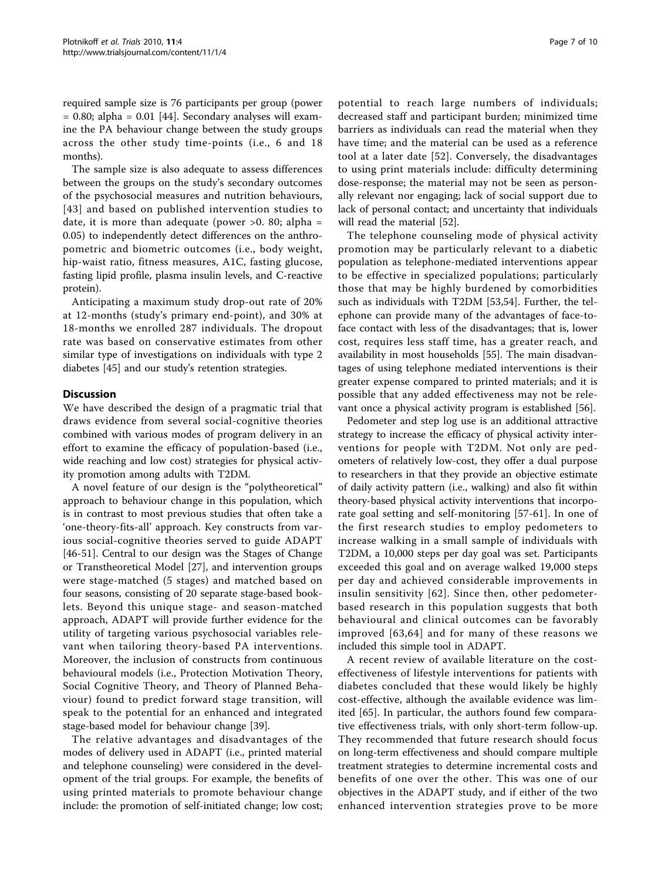required sample size is 76 participants per group (power = 0.80; alpha = 0.01 [44]. Secondary analyses will examine the PA behaviour change between the study groups across the other study time-points (i.e., 6 and 18 months).

The sample size is also adequate to assess differences between the groups on the study's secondary outcomes of the psychosocial measures and nutrition behaviours, [43] and based on published intervention studies to date, it is more than adequate (power >0. 80; alpha = 0.05) to independently detect differences on the anthropometric and biometric outcomes (i.e., body weight, hip-waist ratio, fitness measures, A1C, fasting glucose, fasting lipid profile, plasma insulin levels, and C-reactive protein).

Anticipating a maximum study drop-out rate of 20% at 12-months (study's primary end-point), and 30% at 18-months we enrolled 287 individuals. The dropout rate was based on conservative estimates from other similar type of investigations on individuals with type 2 diabetes [45] and our study's retention strategies.

## Discussion

We have described the design of a pragmatic trial that draws evidence from several social-cognitive theories combined with various modes of program delivery in an effort to examine the efficacy of population-based (i.e., wide reaching and low cost) strategies for physical activity promotion among adults with T2DM.

A novel feature of our design is the "polytheoretical" approach to behaviour change in this population, which is in contrast to most previous studies that often take a 'one-theory-fits-all' approach. Key constructs from various social-cognitive theories served to guide ADAPT [46-51]. Central to our design was the Stages of Change or Transtheoretical Model [27], and intervention groups were stage-matched (5 stages) and matched based on four seasons, consisting of 20 separate stage-based booklets. Beyond this unique stage- and season-matched approach, ADAPT will provide further evidence for the utility of targeting various psychosocial variables relevant when tailoring theory-based PA interventions. Moreover, the inclusion of constructs from continuous behavioural models (i.e., Protection Motivation Theory, Social Cognitive Theory, and Theory of Planned Behaviour) found to predict forward stage transition, will speak to the potential for an enhanced and integrated stage-based model for behaviour change [39].

The relative advantages and disadvantages of the modes of delivery used in ADAPT (i.e., printed material and telephone counseling) were considered in the development of the trial groups. For example, the benefits of using printed materials to promote behaviour change include: the promotion of self-initiated change; low cost; potential to reach large numbers of individuals; decreased staff and participant burden; minimized time barriers as individuals can read the material when they have time; and the material can be used as a reference tool at a later date [52]. Conversely, the disadvantages to using print materials include: difficulty determining dose-response; the material may not be seen as personally relevant nor engaging; lack of social support due to lack of personal contact; and uncertainty that individuals will read the material [52].

The telephone counseling mode of physical activity promotion may be particularly relevant to a diabetic population as telephone-mediated interventions appear to be effective in specialized populations; particularly those that may be highly burdened by comorbidities such as individuals with T2DM [53,54]. Further, the telephone can provide many of the advantages of face-to-face contact with less of the disadvantages; that is, lower cost, requires less staff time, has a greater reach, and availability in most households [55]. The main disadvantages of using telephone mediated interventions is their greater expense compared to printed materials; and it is possible that any added effectiveness may not be relevant once a physical activity program is established [56].

Pedometer and step log use is an additional attractive strategy to increase the efficacy of physical activity interventions for people with T2DM. Not only are pedometers of relatively low-cost, they offer a dual purpose to researchers in that they provide an objective estimate of daily activity pattern (i.e., walking) and also fit within theory-based physical activity interventions that incorporate goal setting and self-monitoring [57-61]. In one of the first research studies to employ pedometers to increase walking in a small sample of individuals with T2DM, a 10,000 steps per day goal was set. Participants exceeded this goal and on average walked 19,000 steps per day and achieved considerable improvements in insulin sensitivity [62]. Since then, other pedometer-based research in this population suggests that both behavioural and clinical outcomes can be favorably improved [63,64] and for many of these reasons we included this simple tool in ADAPT.

A recent review of available literature on the cost-effectiveness of lifestyle interventions for patients with diabetes concluded that these would likely be highly cost-effective, although the available evidence was limited [65]. In particular, the authors found few comparative effectiveness trials, with only short-term follow-up. They recommended that future research should focus on long-term effectiveness and should compare multiple treatment strategies to determine incremental costs and benefits of one over the other. This was one of our objectives in the ADAPT study, and if either of the two enhanced intervention strategies prove to be more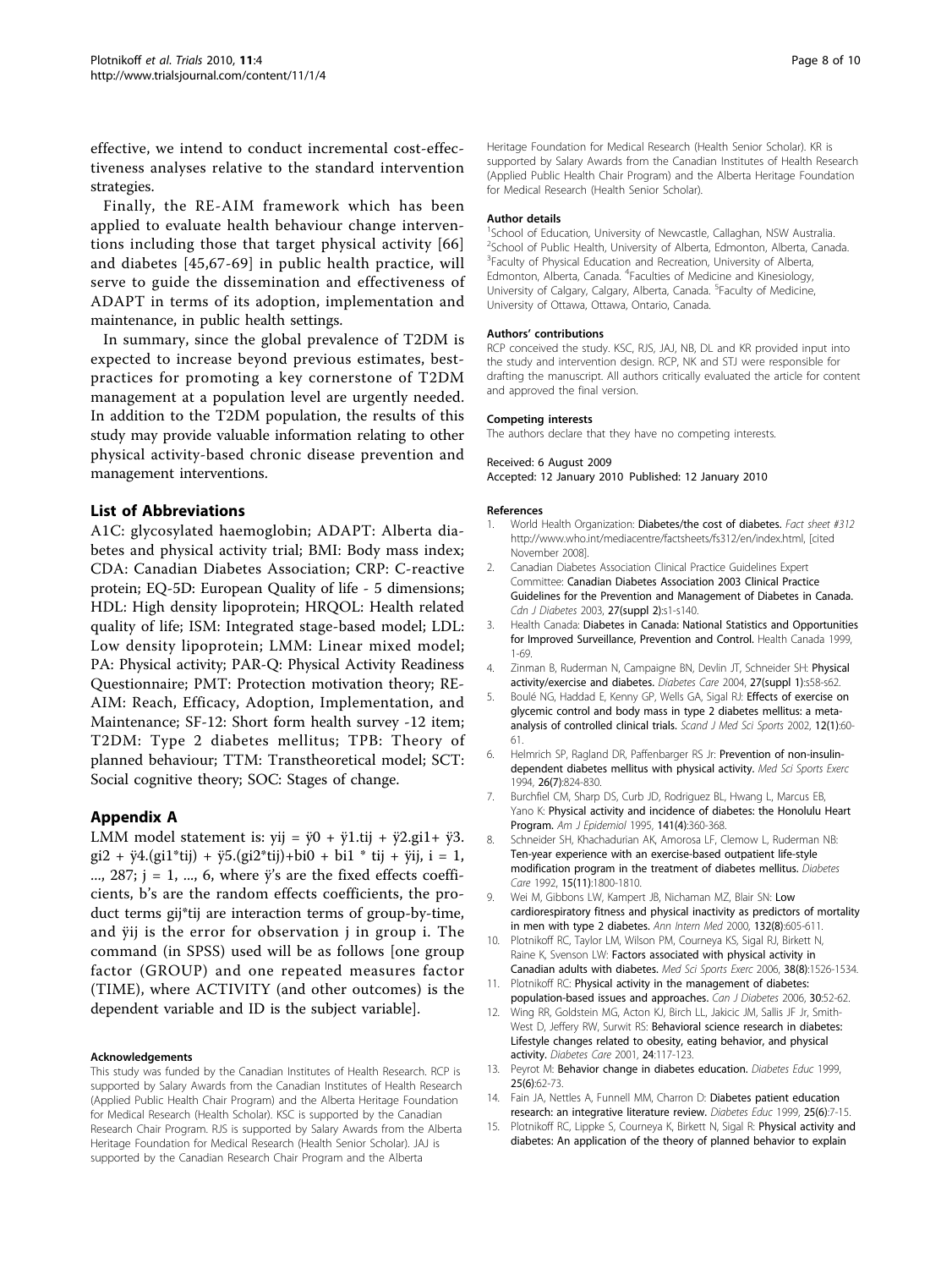effective, we intend to conduct incremental cost-effectiveness analyses relative to the standard intervention strategies.

Finally, the RE-AIM framework which has been applied to evaluate health behaviour change interventions including those that target physical activity [66] and diabetes [45,67-69] in public health practice, will serve to guide the dissemination and effectiveness of ADAPT in terms of its adoption, implementation and maintenance, in public health settings.

In summary, since the global prevalence of T2DM is expected to increase beyond previous estimates, best-practices for promoting a key cornerstone of T2DM management at a population level are urgently needed. In addition to the T2DM population, the results of this study may provide valuable information relating to other physical activity-based chronic disease prevention and management interventions.

## List of Abbreviations

A1C: glycosylated haemoglobin; ADAPT: Alberta diabetes and physical activity trial; BMI: Body mass index; CDA: Canadian Diabetes Association; CRP: C-reactive protein; EQ-5D: European Quality of life - 5 dimensions; HDL: High density lipoprotein; HRQOL: Health related quality of life; ISM: Integrated stage-based model; LDL: Low density lipoprotein; LMM: Linear mixed model; PA: Physical activity; PAR-Q: Physical Activity Readiness Questionnaire; PMT: Protection motivation theory; RE-AIM: Reach, Efficacy, Adoption, Implementation, and Maintenance; SF-12: Short form health survey -12 item; T2DM: Type 2 diabetes mellitus; TPB: Theory of planned behaviour; TTM: Transtheoretical model; SCT: Social cognitive theory; SOC: Stages of change.

## Appendix A

LMM model statement is: $y_{ij} = \gamma_0 + \gamma_1 . t_{ij} + \gamma_2 . g_{i1} + \gamma_3 . g_{i2} + \gamma_4 .(g_{i1} * t_{ij}) + \gamma_5 .(g_{i2} * t_{ij}) + b_{i0} + b_{i1} * t_{ij} + \varepsilon_{ij}$, $i = 1, ..., 287$; $j = 1, ..., 6$, where $\gamma$'s are the fixed effects coefficients, b's are the random effects coefficients, the product terms $g_{ij} * t_{ij}$ are interaction terms of group-by-time, and $\varepsilon_{ij}$ is the error for observation j in group i. The command (in SPSS) used will be as follows [one group factor (GROUP) and one repeated measures factor (TIME), where ACTIVITY (and other outcomes) is the dependent variable and ID is the subject variable].

#### Acknowledgements

This study was funded by the Canadian Institutes of Health Research. RCP is supported by Salary Awards from the Canadian Institutes of Health Research (Applied Public Health Chair Program) and the Alberta Heritage Foundation for Medical Research (Health Scholar). KSC is supported by the Canadian Research Chair Program. RJS is supported by Salary Awards from the Alberta Heritage Foundation for Medical Research (Health Senior Scholar). JAJ is supported by the Canadian Research Chair Program and the Alberta Heritage Foundation for Medical Research (Health Senior Scholar). KR is supported by Salary Awards from the Canadian Institutes of Health Research (Applied Public Health Chair Program) and the Alberta Heritage Foundation for Medical Research (Health Senior Scholar).

#### Author details

[1]School of Education, University of Newcastle, Callaghan, NSW Australia. [2]School of Public Health, University of Alberta, Edmonton, Alberta, Canada. [3]Faculty of Physical Education and Recreation, University of Alberta, Edmonton, Alberta, Canada. [4]Faculties of Medicine and Kinesiology, University of Calgary, Calgary, Alberta, Canada. [5]Faculty of Medicine, University of Ottawa, Ottawa, Ontario, Canada.

#### Authors' contributions

RCP conceived the study. KSC, RJS, JAJ, NB, DL and KR provided input into the study and intervention design. RCP, NK and STJ were responsible for drafting the manuscript. All authors critically evaluated the article for content and approved the final version.

#### Competing interests

The authors declare that they have no competing interests.

Received: 6 August 2009
Accepted: 12 January 2010 Published: 12 January 2010

#### References

1. World Health Organization: **Diabetes/the cost of diabetes.** *Fact sheet #312* http://www.who.int/mediacentre/factsheets/fs312/en/index.html, [cited November 2008].
2. Canadian Diabetes Association Clinical Practice Guidelines Expert Committee: **Canadian Diabetes Association 2003 Clinical Practice Guidelines for the Prevention and Management of Diabetes in Canada.** *Cdn J Diabetes* 2003, **27(suppl 2)**:s1-s140.
3. Health Canada: **Diabetes in Canada: National Statistics and Opportunities for Improved Surveillance, Prevention and Control.** Health Canada 1999, 1-69.
4. Zinman B, Ruderman N, Campaigne BN, Devlin JT, Schneider SH: **Physical activity/exercise and diabetes.** *Diabetes Care* 2004, **27(suppl 1)**:s58-s62.
5. Boulé NG, Haddad E, Kenny GP, Wells GA, Sigal RJ: **Effects of exercise on glycemic control and body mass in type 2 diabetes mellitus: a meta-analysis of controlled clinical trials.** *Scand J Med Sci Sports* 2002, **12(1)**:60-61.
6. Helmrich SP, Ragland DR, Paffenbarger RS Jr: **Prevention of non-insulin-dependent diabetes mellitus with physical activity.** *Med Sci Sports Exerc* 1994, **26(7)**:824-830.
7. Burchfiel CM, Sharp DS, Curb JD, Rodriguez BL, Hwang L, Marcus EB, Yano K: **Physical activity and incidence of diabetes: the Honolulu Heart Program.** *Am J Epidemiol* 1995, **141(4)**:360-368.
8. Schneider SH, Khachadurian AK, Amorosa LF, Clemow L, Ruderman NB: **Ten-year experience with an exercise-based outpatient life-style modification program in the treatment of diabetes mellitus.** *Diabetes Care* 1992, **15(11)**:1800-1810.
9. Wei M, Gibbons LW, Kampert JB, Nichaman MZ, Blair SN: **Low cardiorespiratory fitness and physical inactivity as predictors of mortality in men with type 2 diabetes.** *Ann Intern Med* 2000, **132(8)**:605-611.
10. Plotnikoff RC, Taylor LM, Wilson PM, Courneya KS, Sigal RJ, Birkett N, Raine K, Svenson LW: **Factors associated with physical activity in Canadian adults with diabetes.** *Med Sci Sports Exerc* 2006, **38(8)**:1526-1534.
11. Plotnikoff RC: **Physical activity in the management of diabetes: population-based issues and approaches.** *Can J Diabetes* 2006, **30**:52-62.
12. Wing RR, Goldstein MG, Acton KJ, Birch LL, Jakicic JM, Sallis JF Jr, Smith-West D, Jeffery RW, Surwit RS: **Behavioral science research in diabetes: Lifestyle changes related to obesity, eating behavior, and physical activity.** *Diabetes Care* 2001, **24**:117-123.
13. Peyrot M: **Behavior change in diabetes education.** *Diabetes Educ* 1999, **25(6)**:62-73.
14. Fain JA, Nettles A, Funnell MM, Charron D: **Diabetes patient education research: an integrative literature review.** *Diabetes Educ* 1999, **25(6)**:7-15.
15. Plotnikoff RC, Lippke S, Courneya K, Birkett N, Sigal R: **Physical activity and diabetes: An application of the theory of planned behavior to explain**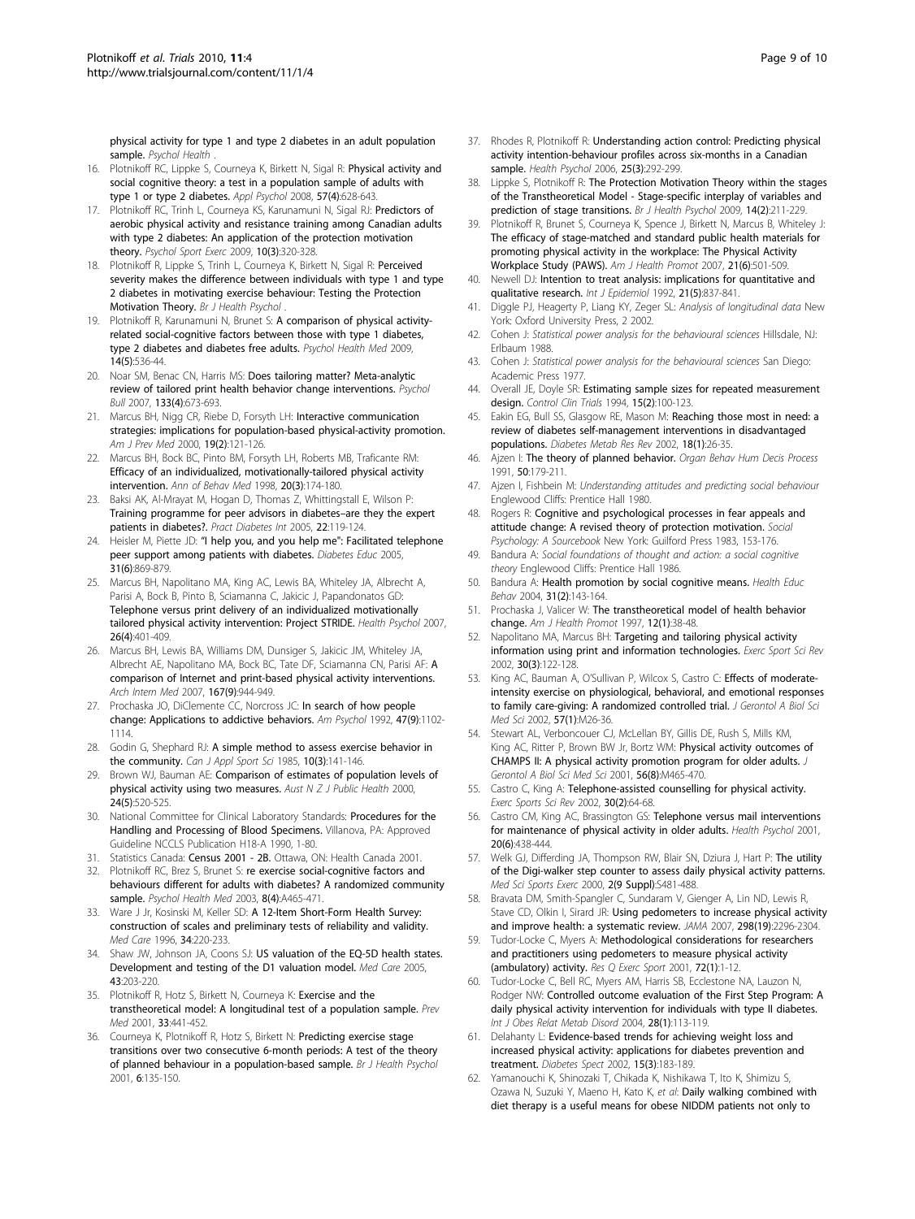physical activity for type 1 and type 2 diabetes in an adult population sample. *Psychol Health* .

16. Plotnikoff RC, Lippke S, Courneya K, Birkett N, Sigal R: **Physical activity and social cognitive theory: a test in a population sample of adults with type 1 or type 2 diabetes.** *Appl Psychol* 2008, **57(4)**:628-643.
17. Plotnikoff RC, Trinh L, Courneya KS, Karunamuni N, Sigal RJ: **Predictors of aerobic physical activity and resistance training among Canadian adults with type 2 diabetes: An application of the protection motivation theory.** *Psychol Sport Exerc* 2009, **10(3)**:320-328.
18. Plotnikoff R, Lippke S, Trinh L, Courneya K, Birkett N, Sigal R: **Perceived severity makes the difference between individuals with type 1 and type 2 diabetes in motivating exercise behaviour: Testing the Protection Motivation Theory.** *Br J Health Psychol* .
19. Plotnikoff R, Karunamuni N, Brunet S: **A comparison of physical activity-related social-cognitive factors between those with type 1 diabetes, type 2 diabetes and diabetes free adults.** *Psychol Health Med* 2009, **14(5)**:536-44.
20. Noar SM, Benac CN, Harris MS: **Does tailoring matter? Meta-analytic review of tailored print health behavior change interventions.** *Psychol Bull* 2007, **133(4)**:673-693.
21. Marcus BH, Nigg CR, Riebe D, Forsyth LH: **Interactive communication strategies: implications for population-based physical-activity promotion.** *Am J Prev Med* 2000, **19(2)**:121-126.
22. Marcus BH, Bock BC, Pinto BM, Forsyth LH, Roberts MB, Traficante RM: **Efficacy of an individualized, motivationally-tailored physical activity intervention.** *Ann of Behav Med* 1998, **20(3)**:174-180.
23. Baksi AK, Al-Mrayat M, Hogan D, Thomas Z, Whittingstall E, Wilson P: **Training programme for peer advisors in diabetes–are they the expert patients in diabetes?.** *Pract Diabetes Int* 2005, **22**:119-124.
24. Heisler M, Piette JD: **"I help you, and you help me": Facilitated telephone peer support among patients with diabetes.** *Diabetes Educ* 2005, **31(6)**:869-879.
25. Marcus BH, Napolitano MA, King AC, Lewis BA, Whiteley JA, Albrecht A, Parisi A, Bock B, Pinto B, Sciamanna C, Jakicic J, Papandonatos GD: **Telephone versus print delivery of an individualized motivationally tailored physical activity intervention: Project STRIDE.** *Health Psychol* 2007, **26(4)**:401-409.
26. Marcus BH, Lewis BA, Williams DM, Dunsiger S, Jakicic JM, Whiteley JA, Albrecht AE, Napolitano MA, Bock BC, Tate DF, Sciamanna CN, Parisi AF: **A comparison of Internet and print-based physical activity interventions.** *Arch Intern Med* 2007, **167(9)**:944-949.
27. Prochaska JO, DiClemente CC, Norcross JC: **In search of how people change: Applications to addictive behaviors.** *Am Psychol* 1992, **47(9)**:1102-1114.
28. Godin G, Shephard RJ: **A simple method to assess exercise behavior in the community.** *Can J Appl Sport Sci* 1985, **10(3)**:141-146.
29. Brown WJ, Bauman AE: **Comparison of estimates of population levels of physical activity using two measures.** *Aust N Z J Public Health* 2000, **24(5)**:520-525.
30. National Committee for Clinical Laboratory Standards: **Procedures for the Handling and Processing of Blood Specimens.** Villanova, PA: Approved Guideline NCCLS Publication H18-A 1990, 1-80.
31. Statistics Canada: **Census 2001 - 2B.** Ottawa, ON: Health Canada 2001.
32. Plotnikoff RC, Brez S, Brunet S: **re exercise social-cognitive factors and behaviours different for adults with diabetes? A randomized community sample.** *Psychol Health Med* 2003, **8(4)**:A465-471.
33. Ware J Jr, Kosinski M, Keller SD: **A 12-Item Short-Form Health Survey: construction of scales and preliminary tests of reliability and validity.** *Med Care* 1996, **34**:220-233.
34. Shaw JW, Johnson JA, Coons SJ: **US valuation of the EQ-5D health states. Development and testing of the D1 valuation model.** *Med Care* 2005, **43**:203-220.
35. Plotnikoff R, Hotz S, Birkett N, Courneya K: **Exercise and the transtheoretical model: A longitudinal test of a population sample.** *Prev Med* 2001, **33**:441-452.
36. Courneya K, Plotnikoff R, Hotz S, Birkett N: **Predicting exercise stage transitions over two consecutive 6-month periods: A test of the theory of planned behaviour in a population-based sample.** *Br J Health Psychol* 2001, **6**:135-150.
37. Rhodes R, Plotnikoff R: **Understanding action control: Predicting physical activity intention-behaviour profiles across six-months in a Canadian sample.** *Health Psychol* 2006, **25(3)**:292-299.
38. Lippke S, Plotnikoff R: **The Protection Motivation Theory within the stages of the Transtheoretical Model - Stage-specific interplay of variables and prediction of stage transitions.** *Br J Health Psychol* 2009, **14(2)**:211-229.
39. Plotnikoff R, Brunet S, Courneya K, Spence J, Birkett N, Marcus B, Whiteley J: **The efficacy of stage-matched and standard public health materials for promoting physical activity in the workplace: The Physical Activity Workplace Study (PAWS).** *Am J Health Promot* 2007, **21(6)**:501-509.
40. Newell DJ: **Intention to treat analysis: implications for quantitative and qualitative research.** *Int J Epidemiol* 1992, **21(5)**:837-841.
41. Diggle PJ, Heagerty P, Liang KY, Zeger SL: *Analysis of longitudinal data* New York: Oxford University Press, 2 2002.
42. Cohen J: *Statistical power analysis for the behavioural sciences* Hillsdale, NJ: Erlbaum 1988.
43. Cohen J: *Statistical power analysis for the behavioural sciences* San Diego: Academic Press 1977.
44. Overall JE, Doyle SR: **Estimating sample sizes for repeated measurement design.** *Control Clin Trials* 1994, **15(2)**:100-123.
45. Eakin EG, Bull SS, Glasgow RE, Mason M: **Reaching those most in need: a review of diabetes self-management interventions in disadvantaged populations.** *Diabetes Metab Res Rev* 2002, **18(1)**:26-35.
46. Ajzen I: **The theory of planned behavior.** *Organ Behav Hum Decis Process* 1991, **50**:179-211.
47. Ajzen I, Fishbein M: *Understanding attitudes and predicting social behaviour* Englewood Cliffs: Prentice Hall 1980.
48. Rogers R: **Cognitive and psychological processes in fear appeals and attitude change: A revised theory of protection motivation.** *Social Psychology: A Sourcebook* New York: Guilford Press 1983, 153-176.
49. Bandura A: *Social foundations of thought and action: a social cognitive theory* Englewood Cliffs: Prentice Hall 1986.
50. Bandura A: **Health promotion by social cognitive means.** *Health Educ Behav* 2004, **31(2)**:143-164.
51. Prochaska J, Valicer W: **The transtheoretical model of health behavior change.** *Am J Health Promot* 1997, **12(1)**:38-48.
52. Napolitano MA, Marcus BH: **Targeting and tailoring physical activity information using print and information technologies.** *Exerc Sport Sci Rev* 2002, **30(3)**:122-128.
53. King AC, Bauman A, O'Sullivan P, Wilcox S, Castro C: **Effects of moderate-intensity exercise on physiological, behavioral, and emotional responses to family care-giving: A randomized controlled trial.** *J Gerontol A Biol Sci Med Sci* 2002, **57(1)**:M26-36.
54. Stewart AL, Verboncoeur CJ, McLellan BY, Gillis DE, Rush S, Mills KM, King AC, Ritter P, Brown BW Jr, Bortz WM: **Physical activity outcomes of CHAMPS II: A physical activity promotion program for older adults.** *J Gerontol A Biol Sci Med Sci* 2001, **56(8)**:M465-470.
55. Castro C, King A: **Telephone-assisted counselling for physical activity.** *Exerc Sports Sci Rev* 2002, **30(2)**:64-68.
56. Castro CM, King AC, Brassington GS: **Telephone versus mail interventions for maintenance of physical activity in older adults.** *Health Psychol* 2001, **20(6)**:438-444.
57. Welk GJ, Differding JA, Thompson RW, Blair SN, Dziura J, Hart P: **The utility of the Digi-walker step counter to assess daily physical activity patterns.** *Med Sci Sports Exerc* 2000, **2(9 Suppl)**:S481-488.
58. Bravata DM, Smith-Spangler C, Sundaram V, Gienger A, Lin ND, Lewis R, Stave CD, Olkin I, Sirard JR: **Using pedometers to increase physical activity and improve health: a systematic review.** *JAMA* 2007, **298(19)**:2296-2304.
59. Tudor-Locke C, Myers A: **Methodological considerations for researchers and practitioners using pedometers to measure physical activity (ambulatory) activity.** *Res Q Exerc Sport* 2001, **72(1)**:1-12.
60. Tudor-Locke C, Bell RC, Myers AM, Harris SB, Ecclestone NA, Lauzon N, Rodger NW: **Controlled outcome evaluation of the First Step Program: A daily physical activity intervention for individuals with type II diabetes.** *Int J Obes Relat Metab Disord* 2004, **28(1)**:113-119.
61. Delahanty L: **Evidence-based trends for achieving weight loss and increased physical activity: applications for diabetes prevention and treatment.** *Diabetes Spect* 2002, **15(3)**:183-189.
62. Yamanouchi K, Shinozaki T, Chikada K, Nishikawa T, Ito K, Shimizu S, Ozawa N, Suzuki Y, Maeno H, Kato K, *et al*: **Daily walking combined with diet therapy is a useful means for obese NIDDM patients not only to**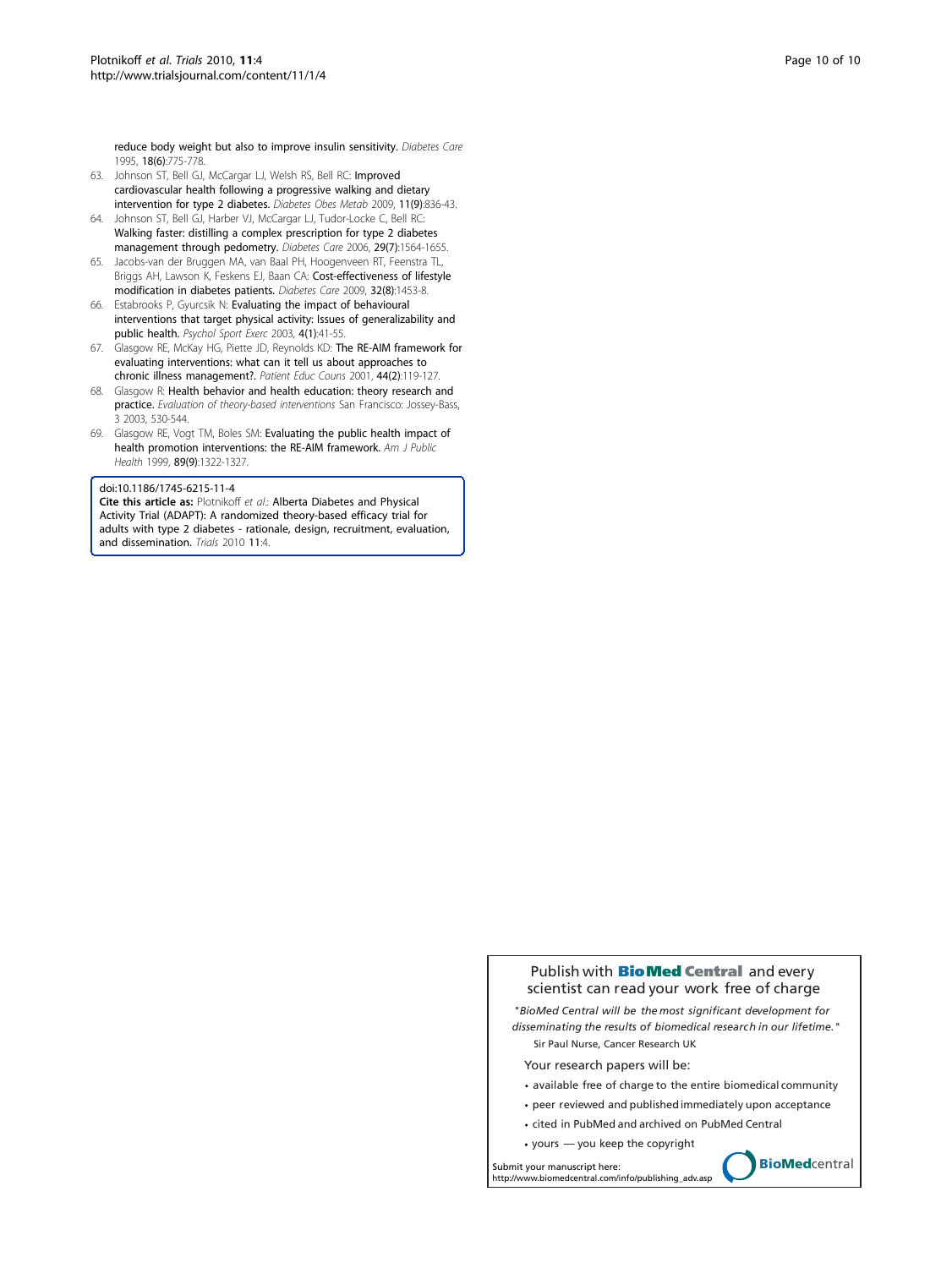reduce body weight but also to improve insulin sensitivity. *Diabetes Care* 1995, **18(6)**:775-778.

63. Johnson ST, Bell GJ, McCargar LJ, Welsh RS, Bell RC: **Improved cardiovascular health following a progressive walking and dietary intervention for type 2 diabetes.** *Diabetes Obes Metab* 2009, **11(9)**:836-43.
64. Johnson ST, Bell GJ, Harber VJ, McCargar LJ, Tudor-Locke C, Bell RC: **Walking faster: distilling a complex prescription for type 2 diabetes management through pedometry.** *Diabetes Care* 2006, **29(7)**:1564-1655.
65. Jacobs-van der Bruggen MA, van Baal PH, Hoogenveen RT, Feenstra TL, Briggs AH, Lawson K, Feskens EJ, Baan CA: **Cost-effectiveness of lifestyle modification in diabetes patients.** *Diabetes Care* 2009, **32(8)**:1453-8.
66. Estabrooks P, Gyurcsik N: **Evaluating the impact of behavioural interventions that target physical activity: Issues of generalizability and public health.** *Psychol Sport Exerc* 2003, **4(1)**:41-55.
67. Glasgow RE, McKay HG, Piette JD, Reynolds KD: **The RE-AIM framework for evaluating interventions: what can it tell us about approaches to chronic illness management?.** *Patient Educ Couns* 2001, **44(2)**:119-127.
68. Glasgow R: **Health behavior and health education: theory research and practice.** *Evaluation of theory-based interventions* San Francisco: Jossey-Bass, 3 2003, 530-544.
69. Glasgow RE, Vogt TM, Boles SM: **Evaluating the public health impact of health promotion interventions: the RE-AIM framework.** *Am J Public Health* 1999, **89(9)**:1322-1327.

doi:10.1186/1745-6215-11-4

**Cite this article as:** Plotnikoff *et al.*: Alberta Diabetes and Physical Activity Trial (ADAPT): A randomized theory-based efficacy trial for adults with type 2 diabetes - rationale, design, recruitment, evaluation, and dissemination. *Trials* 2010 **11**:4.

Publish with **BioMed Central** and every scientist can read your work free of charge

*"BioMed Central will be the most significant development for disseminating the results of biomedical research in our lifetime."*

Sir Paul Nurse, Cancer Research UK

Your research papers will be:

- available free of charge to the entire biomedical community
- peer reviewed and published immediately upon acceptance
- cited in PubMed and archived on PubMed Central
- yours — you keep the copyright

Submit your manuscript here:
http://www.biomedcentral.com/info/publishing_adv.asp

**BioMed**central